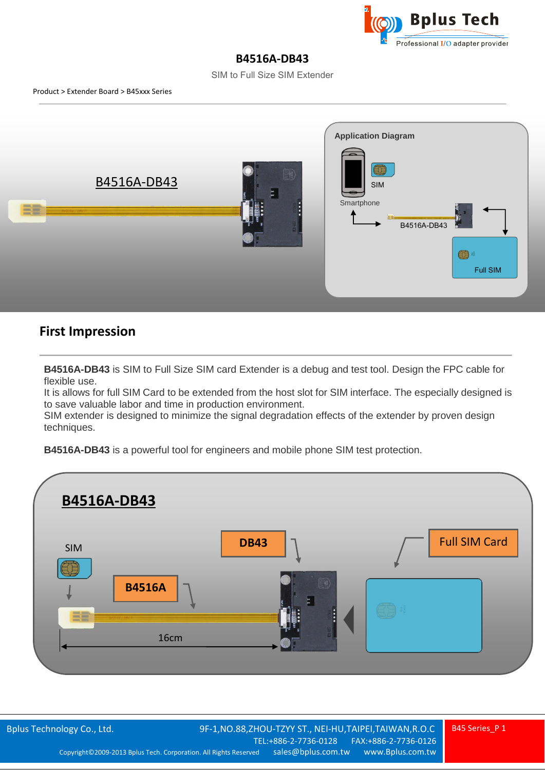# B4516A-DB43

SIM to Full Size SIM Extender

Product > Extender Board > B45xxx Series

## First Impression

**B4516A-DB43** is SIM to Full Size SIM card Extender is a debug and test tool. Design the FPC cable for flexible use.
It is allows for full SIM Card to be extended from the host slot for SIM interface. The especially designed is to save valuable labor and time in production environment.
SIM extender is designed to minimize the signal degradation effects of the extender by proven design techniques.

**B4516A-DB43** is a powerful tool for engineers and mobile phone SIM test protection.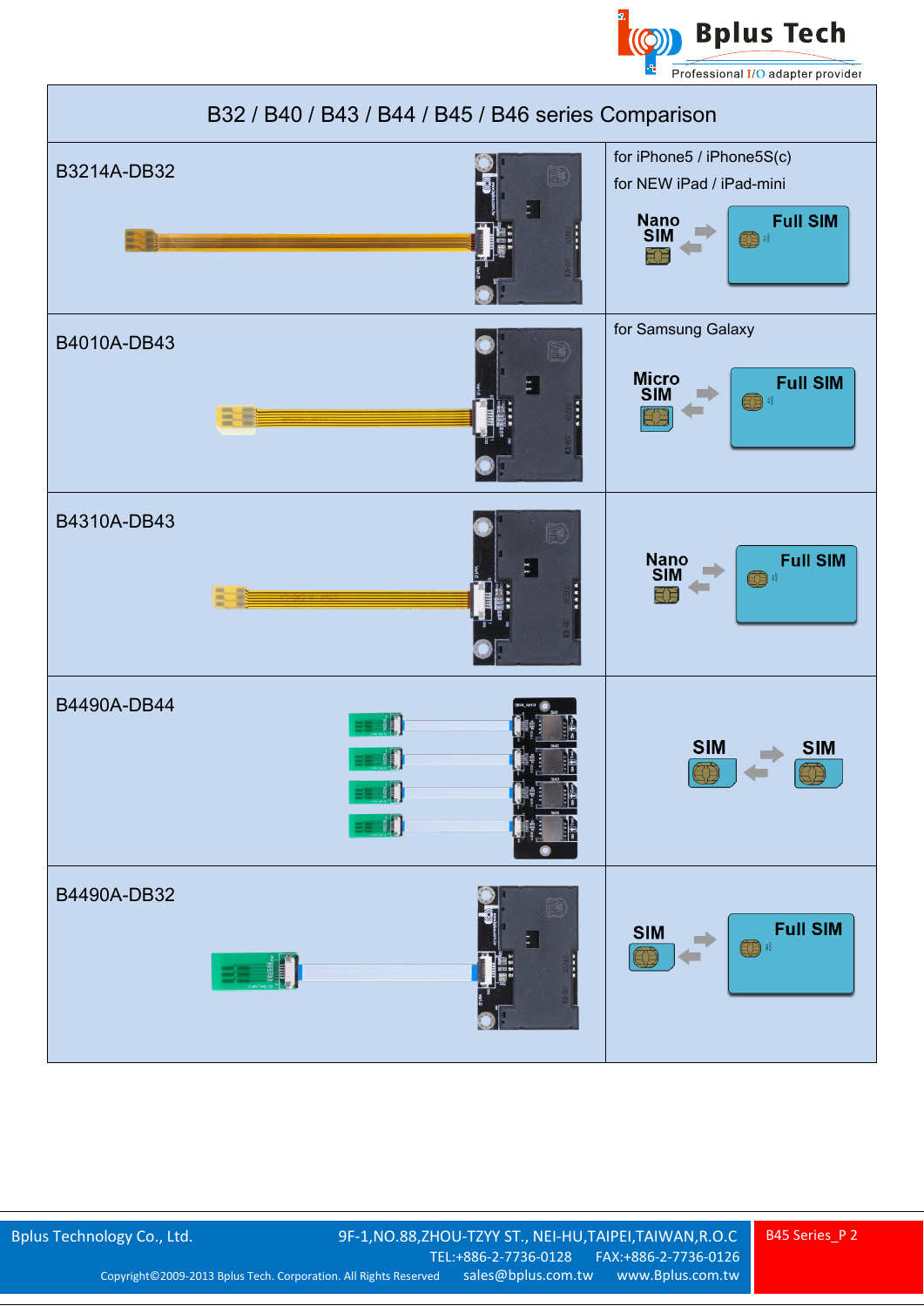# B32 / B40 / B43 / B44 / B45 / B46 series Comparison

| Model | Application / Conversion |
|---|---|
| B3214A-DB32 | for iPhone5 / iPhone5S(c)<br>for NEW iPad / iPad-mini<br>Nano SIM ⇄ Full SIM |
| B4010A-DB43 | for Samsung Galaxy<br>Micro SIM ⇄ Full SIM |
| B4310A-DB43 | Nano SIM ⇄ Full SIM |
| B4490A-DB44 | SIM ⇄ SIM |
| B4490A-DB32 | SIM ⇄ Full SIM |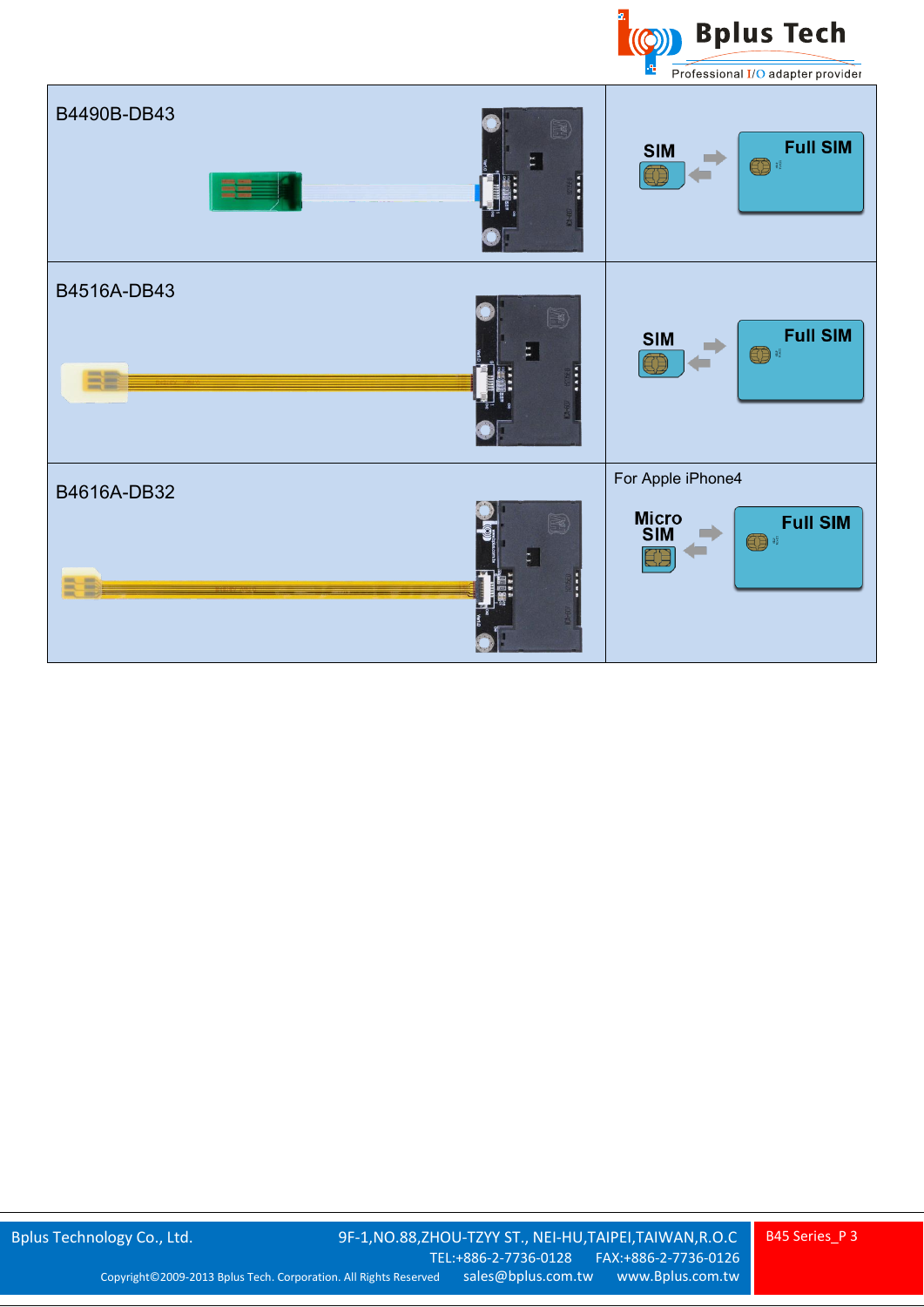| | |
|---|---|
| B4490B-DB43 | SIM ⇄ Full SIM |
| B4516A-DB43 | SIM ⇄ Full SIM |
| B4616A-DB32 | For Apple iPhone4<br>Micro SIM ⇄ Full SIM |